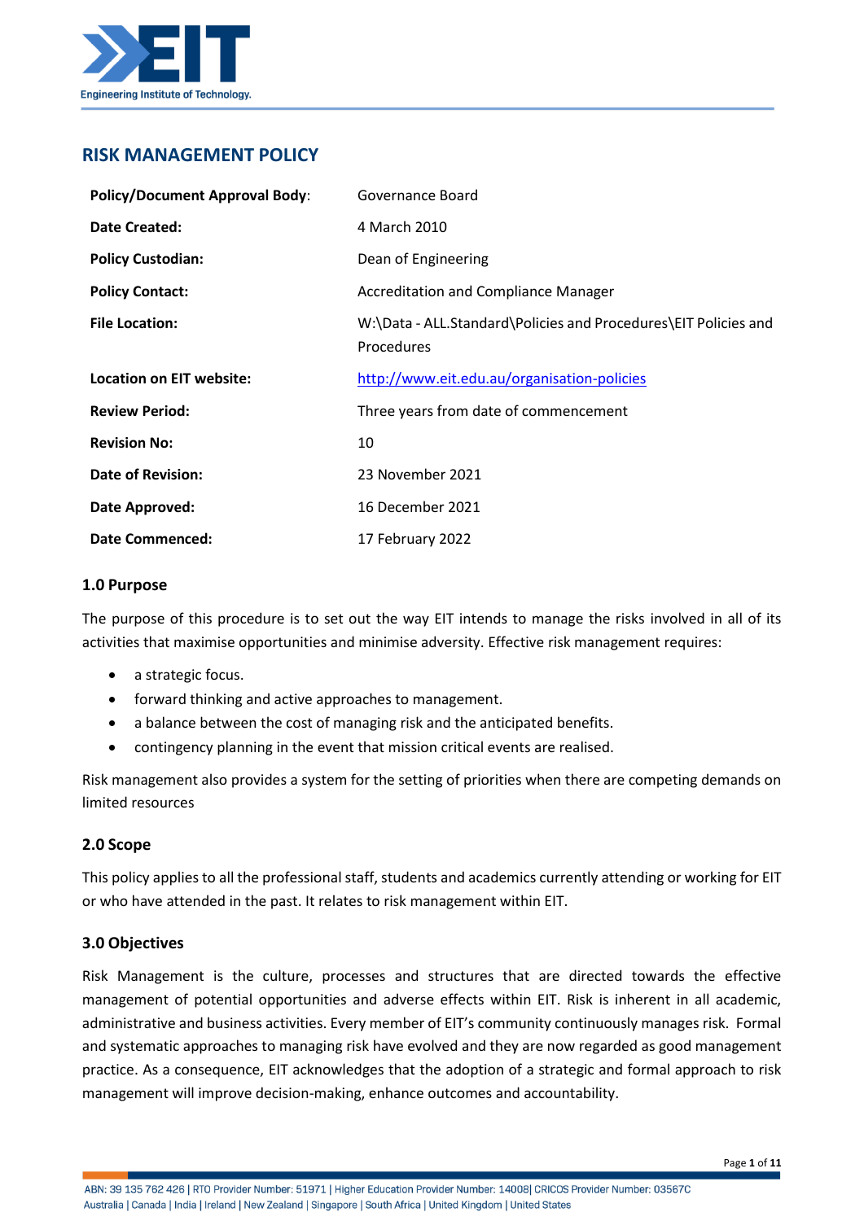# RISK MANAGEMENT POLICY

| | |
|---|---|
| **Policy/Document Approval Body**: | Governance Board |
| **Date Created:** | 4 March 2010 |
| **Policy Custodian:** | Dean of Engineering |
| **Policy Contact:** | Accreditation and Compliance Manager |
| **File Location:** | W:\Data - ALL.Standard\Policies and Procedures\EIT Policies and Procedures |
| **Location on EIT website:** | http://www.eit.edu.au/organisation-policies |
| **Review Period:** | Three years from date of commencement |
| **Revision No:** | 10 |
| **Date of Revision:** | 23 November 2021 |
| **Date Approved:** | 16 December 2021 |
| **Date Commenced:** | 17 February 2022 |

## 1.0 Purpose

The purpose of this procedure is to set out the way EIT intends to manage the risks involved in all of its activities that maximise opportunities and minimise adversity. Effective risk management requires:

- a strategic focus.
- forward thinking and active approaches to management.
- a balance between the cost of managing risk and the anticipated benefits.
- contingency planning in the event that mission critical events are realised.

Risk management also provides a system for the setting of priorities when there are competing demands on limited resources

## 2.0 Scope

This policy applies to all the professional staff, students and academics currently attending or working for EIT or who have attended in the past. It relates to risk management within EIT.

## 3.0 Objectives

Risk Management is the culture, processes and structures that are directed towards the effective management of potential opportunities and adverse effects within EIT. Risk is inherent in all academic, administrative and business activities. Every member of EIT's community continuously manages risk. Formal and systematic approaches to managing risk have evolved and they are now regarded as good management practice. As a consequence, EIT acknowledges that the adoption of a strategic and formal approach to risk management will improve decision-making, enhance outcomes and accountability.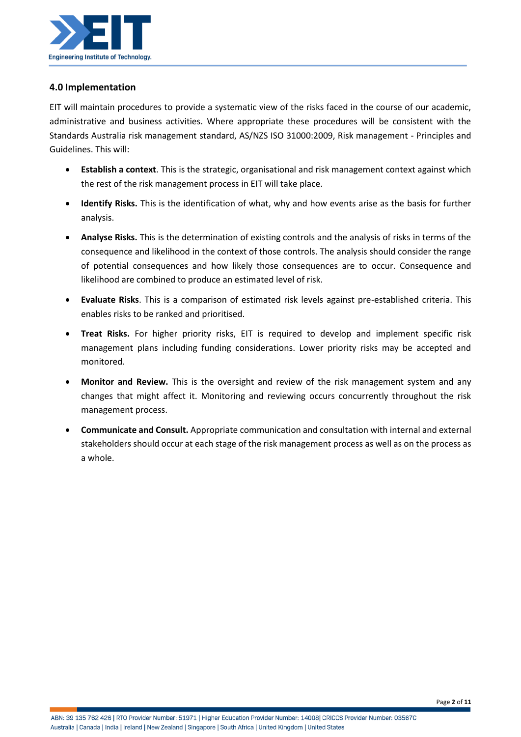## 4.0 Implementation

EIT will maintain procedures to provide a systematic view of the risks faced in the course of our academic, administrative and business activities. Where appropriate these procedures will be consistent with the Standards Australia risk management standard, AS/NZS ISO 31000:2009, Risk management - Principles and Guidelines. This will:

- **Establish a context**. This is the strategic, organisational and risk management context against which the rest of the risk management process in EIT will take place.
- **Identify Risks.** This is the identification of what, why and how events arise as the basis for further analysis.
- **Analyse Risks.** This is the determination of existing controls and the analysis of risks in terms of the consequence and likelihood in the context of those controls. The analysis should consider the range of potential consequences and how likely those consequences are to occur. Consequence and likelihood are combined to produce an estimated level of risk.
- **Evaluate Risks**. This is a comparison of estimated risk levels against pre-established criteria. This enables risks to be ranked and prioritised.
- **Treat Risks.** For higher priority risks, EIT is required to develop and implement specific risk management plans including funding considerations. Lower priority risks may be accepted and monitored.
- **Monitor and Review.** This is the oversight and review of the risk management system and any changes that might affect it. Monitoring and reviewing occurs concurrently throughout the risk management process.
- **Communicate and Consult.** Appropriate communication and consultation with internal and external stakeholders should occur at each stage of the risk management process as well as on the process as a whole.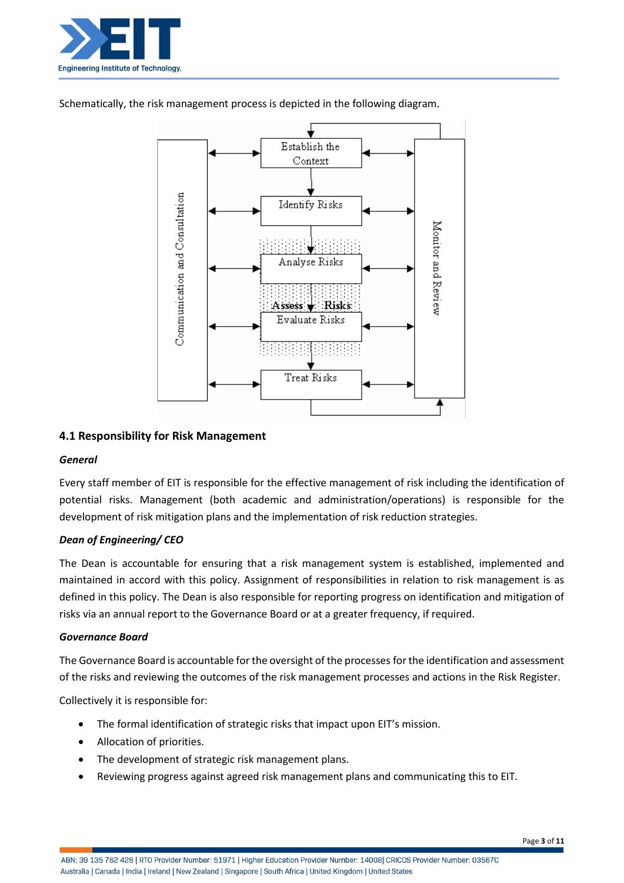Schematically, the risk management process is depicted in the following diagram.

Establish the Context

Identify Risks

Analyse Risks

Assess Risks

Evaluate Risks

Treat Risks

Communication and Consultation

Monitor and Review

### 4.1 Responsibility for Risk Management

***General***

Every staff member of EIT is responsible for the effective management of risk including the identification of potential risks. Management (both academic and administration/operations) is responsible for the development of risk mitigation plans and the implementation of risk reduction strategies.

***Dean of Engineering/ CEO***

The Dean is accountable for ensuring that a risk management system is established, implemented and maintained in accord with this policy. Assignment of responsibilities in relation to risk management is as defined in this policy. The Dean is also responsible for reporting progress on identification and mitigation of risks via an annual report to the Governance Board or at a greater frequency, if required.

***Governance Board***

The Governance Board is accountable for the oversight of the processes for the identification and assessment of the risks and reviewing the outcomes of the risk management processes and actions in the Risk Register.

Collectively it is responsible for:

- The formal identification of strategic risks that impact upon EIT's mission.
- Allocation of priorities.
- The development of strategic risk management plans.
- Reviewing progress against agreed risk management plans and communicating this to EIT.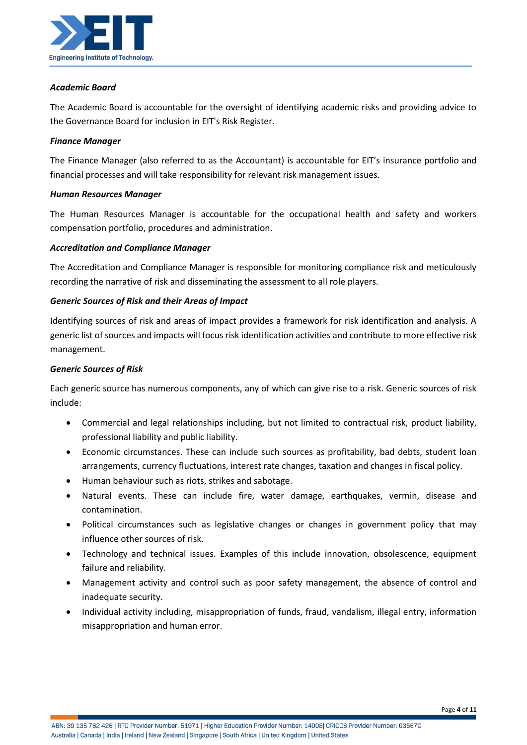***Academic Board***

The Academic Board is accountable for the oversight of identifying academic risks and providing advice to the Governance Board for inclusion in EIT's Risk Register.

***Finance Manager***

The Finance Manager (also referred to as the Accountant) is accountable for EIT's insurance portfolio and financial processes and will take responsibility for relevant risk management issues.

***Human Resources Manager***

The Human Resources Manager is accountable for the occupational health and safety and workers compensation portfolio, procedures and administration.

***Accreditation and Compliance Manager***

The Accreditation and Compliance Manager is responsible for monitoring compliance risk and meticulously recording the narrative of risk and disseminating the assessment to all role players.

***Generic Sources of Risk and their Areas of Impact***

Identifying sources of risk and areas of impact provides a framework for risk identification and analysis. A generic list of sources and impacts will focus risk identification activities and contribute to more effective risk management.

***Generic Sources of Risk***

Each generic source has numerous components, any of which can give rise to a risk. Generic sources of risk include:

- Commercial and legal relationships including, but not limited to contractual risk, product liability, professional liability and public liability.
- Economic circumstances. These can include such sources as profitability, bad debts, student loan arrangements, currency fluctuations, interest rate changes, taxation and changes in fiscal policy.
- Human behaviour such as riots, strikes and sabotage.
- Natural events. These can include fire, water damage, earthquakes, vermin, disease and contamination.
- Political circumstances such as legislative changes or changes in government policy that may influence other sources of risk.
- Technology and technical issues. Examples of this include innovation, obsolescence, equipment failure and reliability.
- Management activity and control such as poor safety management, the absence of control and inadequate security.
- Individual activity including, misappropriation of funds, fraud, vandalism, illegal entry, information misappropriation and human error.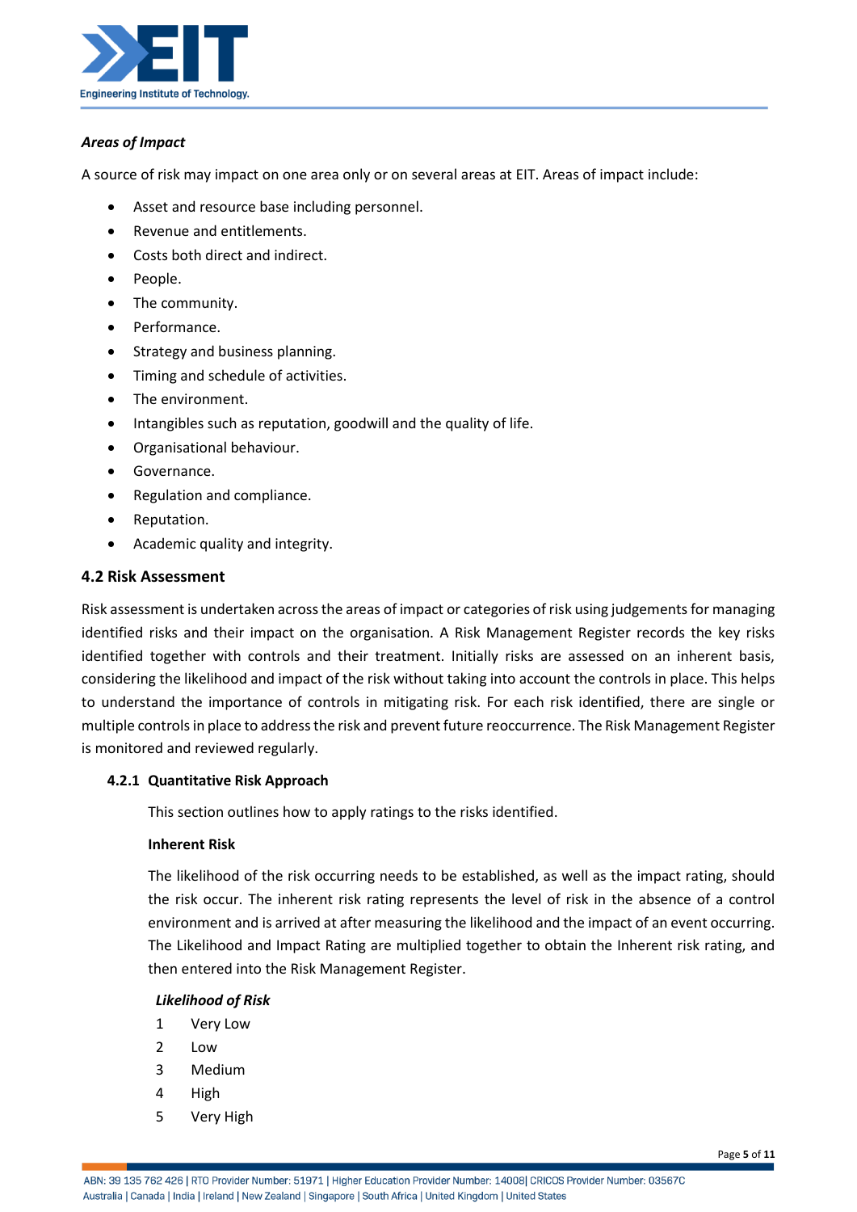***Areas of Impact***

A source of risk may impact on one area only or on several areas at EIT. Areas of impact include:

- Asset and resource base including personnel.
- Revenue and entitlements.
- Costs both direct and indirect.
- People.
- The community.
- Performance.
- Strategy and business planning.
- Timing and schedule of activities.
- The environment.
- Intangibles such as reputation, goodwill and the quality of life.
- Organisational behaviour.
- Governance.
- Regulation and compliance.
- Reputation.
- Academic quality and integrity.

## 4.2 Risk Assessment

Risk assessment is undertaken across the areas of impact or categories of risk using judgements for managing identified risks and their impact on the organisation. A Risk Management Register records the key risks identified together with controls and their treatment. Initially risks are assessed on an inherent basis, considering the likelihood and impact of the risk without taking into account the controls in place. This helps to understand the importance of controls in mitigating risk. For each risk identified, there are single or multiple controls in place to address the risk and prevent future reoccurrence. The Risk Management Register is monitored and reviewed regularly.

### 4.2.1 Quantitative Risk Approach

This section outlines how to apply ratings to the risks identified.

**Inherent Risk**

The likelihood of the risk occurring needs to be established, as well as the impact rating, should the risk occur. The inherent risk rating represents the level of risk in the absence of a control environment and is arrived at after measuring the likelihood and the impact of an event occurring. The Likelihood and Impact Rating are multiplied together to obtain the Inherent risk rating, and then entered into the Risk Management Register.

***Likelihood of Risk***

1 Very Low
2 Low
3 Medium
4 High
5 Very High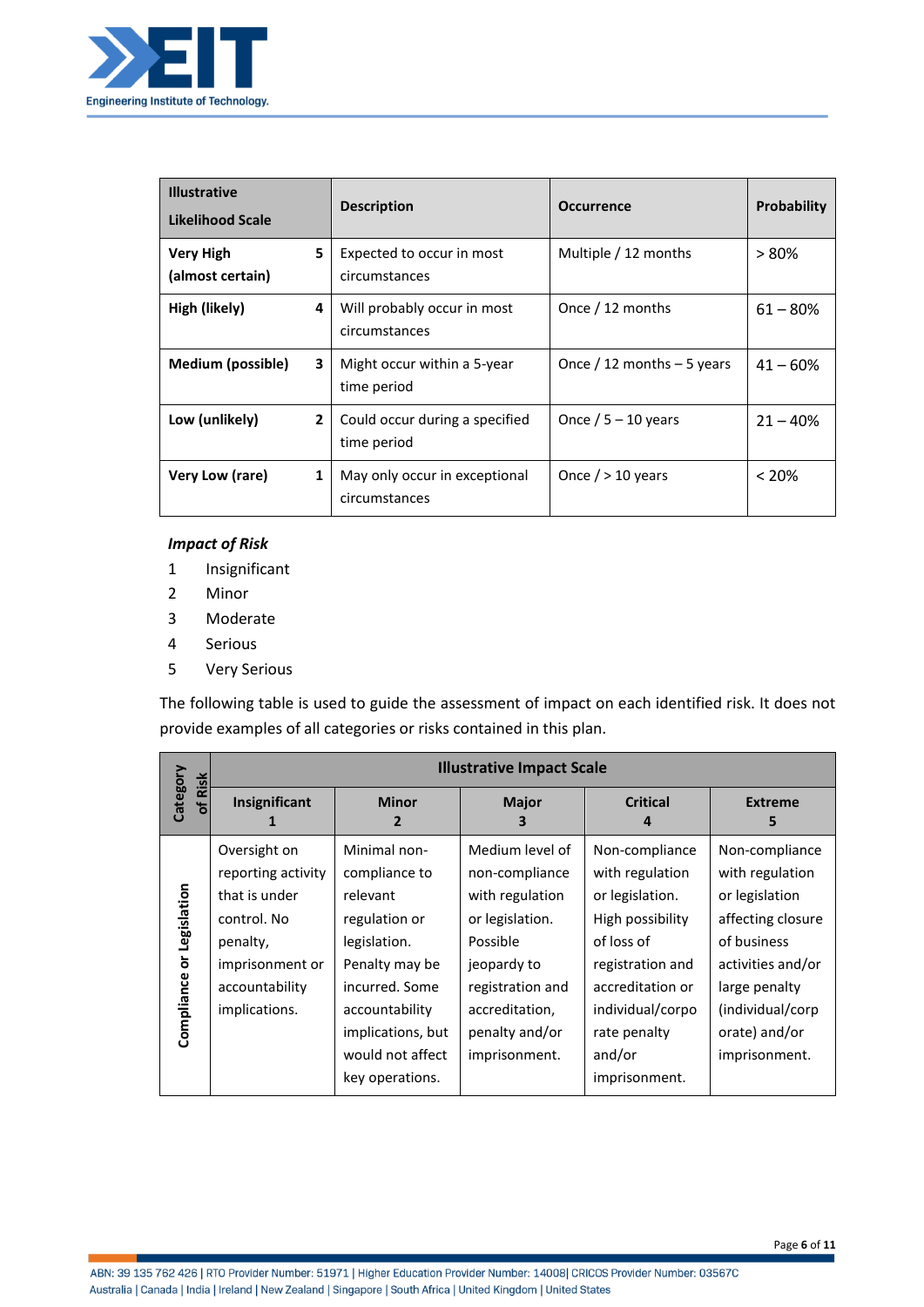| Illustrative Likelihood Scale | | Description | Occurrence | Probability |
|---|---|---|---|---|
| **Very High (almost certain)** | **5** | Expected to occur in most circumstances | Multiple / 12 months | > 80% |
| **High (likely)** | **4** | Will probably occur in most circumstances | Once / 12 months | 61 – 80% |
| **Medium (possible)** | **3** | Might occur within a 5-year time period | Once / 12 months – 5 years | 41 – 60% |
| **Low (unlikely)** | **2** | Could occur during a specified time period | Once / 5 – 10 years | 21 – 40% |
| **Very Low (rare)** | **1** | May only occur in exceptional circumstances | Once / > 10 years | < 20% |

***Impact of Risk***

1. Insignificant
2. Minor
3. Moderate
4. Serious
5. Very Serious

The following table is used to guide the assessment of impact on each identified risk. It does not provide examples of all categories or risks contained in this plan.

| Category of Risk | Illustrative Impact Scale | | | | |
|---|---|---|---|---|---|
| | **Insignificant 1** | **Minor 2** | **Major 3** | **Critical 4** | **Extreme 5** |
| **Compliance or Legislation** | Oversight on reporting activity that is under control. No penalty, imprisonment or accountability implications. | Minimal non-compliance to relevant regulation or legislation. Penalty may be incurred. Some accountability implications, but would not affect key operations. | Medium level of non-compliance with regulation or legislation. Possible jeopardy to registration and accreditation, penalty and/or imprisonment. | Non-compliance with regulation or legislation. High possibility of loss of registration and accreditation or individual/corporate penalty and/or imprisonment. | Non-compliance with regulation or legislation affecting closure of business activities and/or large penalty (individual/corporate) and/or imprisonment. |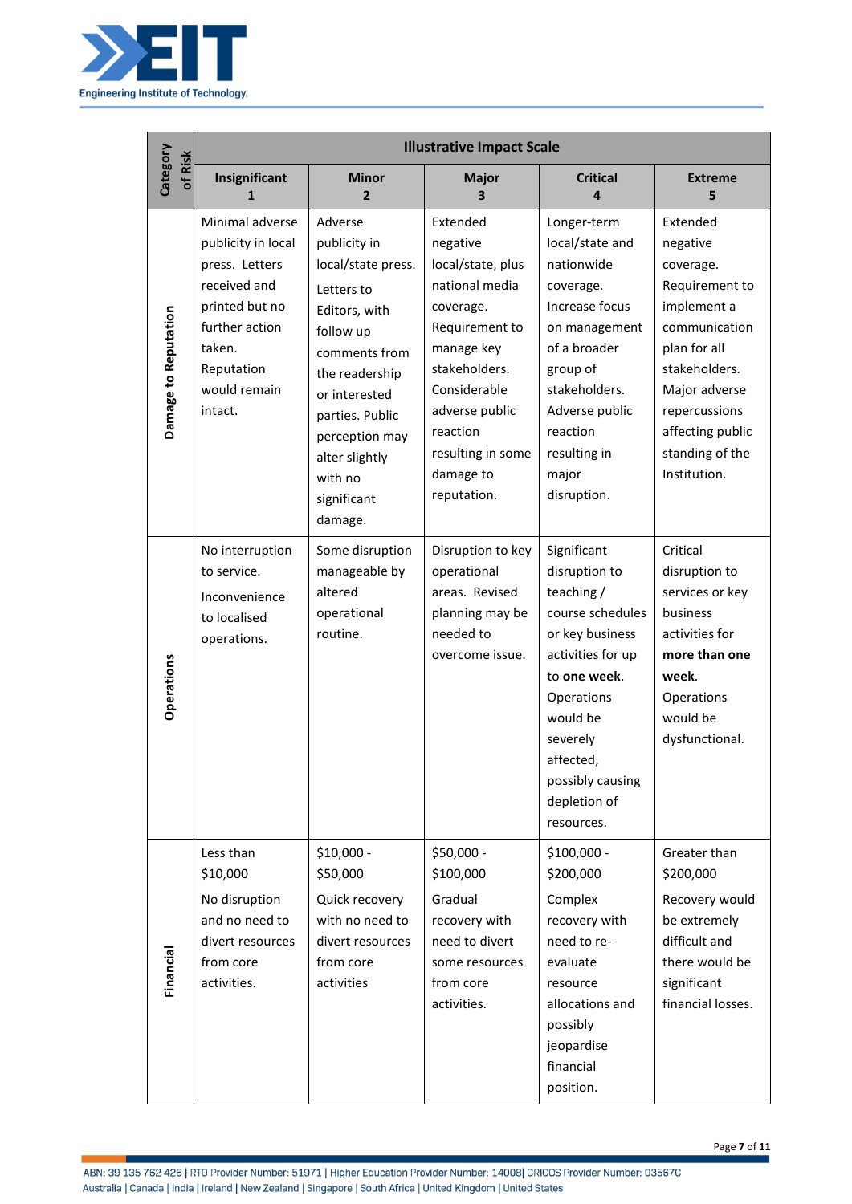| Category of Risk | Illustrative Impact Scale | | | | |
|---|---|---|---|---|---|
| | Insignificant 1 | Minor 2 | Major 3 | Critical 4 | Extreme 5 |
| **Damage to Reputation** | Minimal adverse publicity in local press. Letters received and printed but no further action taken. Reputation would remain intact. | Adverse publicity in local/state press. Letters to Editors, with follow up comments from the readership or interested parties. Public perception may alter slightly with no significant damage. | Extended negative local/state, plus national media coverage. Requirement to manage key stakeholders. Considerable adverse public reaction resulting in some damage to reputation. | Longer-term local/state and nationwide coverage. Increase focus on management of a broader group of stakeholders. Adverse public reaction resulting in major disruption. | Extended negative coverage. Requirement to implement a communication plan for all stakeholders. Major adverse repercussions affecting public standing of the Institution. |
| **Operations** | No interruption to service. Inconvenience to localised operations. | Some disruption manageable by altered operational routine. | Disruption to key operational areas. Revised planning may be needed to overcome issue. | Significant disruption to teaching / course schedules or key business activities for up to **one week**. Operations would be severely affected, possibly causing depletion of resources. | Critical disruption to services or key business activities for **more than one week**. Operations would be dysfunctional. |
| **Financial** | Less than $10,000 No disruption and no need to divert resources from core activities. | $10,000 - $50,000 Quick recovery with no need to divert resources from core activities | $50,000 - $100,000 Gradual recovery with need to divert some resources from core activities. | $100,000 - $200,000 Complex recovery with need to re-evaluate resource allocations and possibly jeopardise financial position. | Greater than $200,000 Recovery would be extremely difficult and there would be significant financial losses. |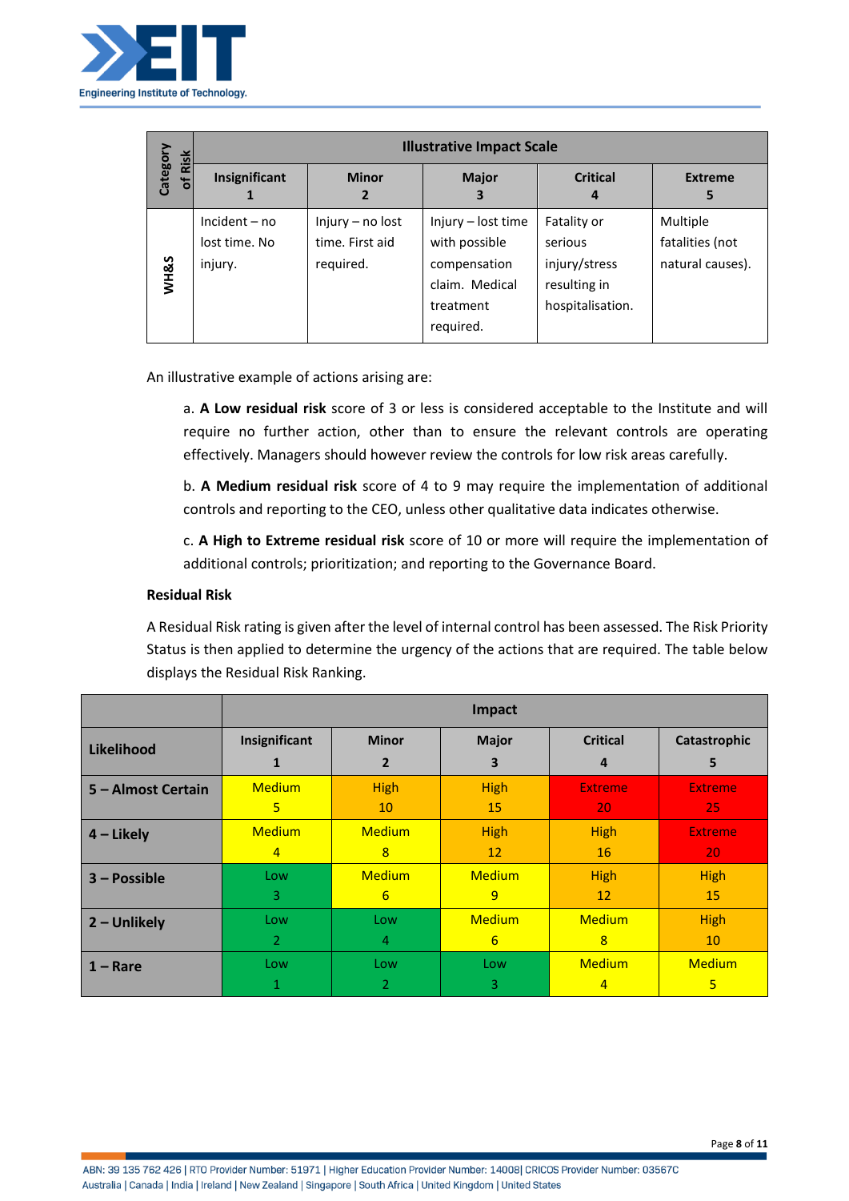| Category of Risk | Illustrative Impact Scale | | | | |
|---|---|---|---|---|---|
| | Insignificant 1 | Minor 2 | Major 3 | Critical 4 | Extreme 5 |
| WH&S | Incident – no lost time. No injury. | Injury – no lost time. First aid required. | Injury – lost time with possible compensation claim. Medical treatment required. | Fatality or serious injury/stress resulting in hospitalisation. | Multiple fatalities (not natural causes). |

An illustrative example of actions arising are:

a. **A Low residual risk** score of 3 or less is considered acceptable to the Institute and will require no further action, other than to ensure the relevant controls are operating effectively. Managers should however review the controls for low risk areas carefully.

b. **A Medium residual risk** score of 4 to 9 may require the implementation of additional controls and reporting to the CEO, unless other qualitative data indicates otherwise.

c. **A High to Extreme residual risk** score of 10 or more will require the implementation of additional controls; prioritization; and reporting to the Governance Board.

**Residual Risk**

A Residual Risk rating is given after the level of internal control has been assessed. The Risk Priority Status is then applied to determine the urgency of the actions that are required. The table below displays the Residual Risk Ranking.

| | Impact | | | | |
|---|---|---|---|---|---|
| **Likelihood** | **Insignificant 1** | **Minor 2** | **Major 3** | **Critical 4** | **Catastrophic 5** |
| **5 – Almost Certain** | Medium 5 | High 10 | High 15 | Extreme 20 | Extreme 25 |
| **4 – Likely** | Medium 4 | Medium 8 | High 12 | High 16 | Extreme 20 |
| **3 – Possible** | Low 3 | Medium 6 | Medium 9 | High 12 | High 15 |
| **2 – Unlikely** | Low 2 | Low 4 | Medium 6 | Medium 8 | High 10 |
| **1 – Rare** | Low 1 | Low 2 | Low 3 | Medium 4 | Medium 5 |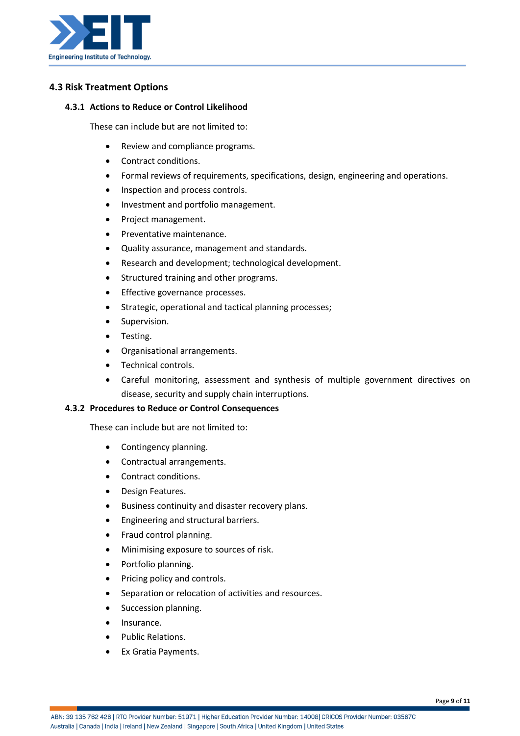## 4.3 Risk Treatment Options

### 4.3.1 Actions to Reduce or Control Likelihood

These can include but are not limited to:

- Review and compliance programs.
- Contract conditions.
- Formal reviews of requirements, specifications, design, engineering and operations.
- Inspection and process controls.
- Investment and portfolio management.
- Project management.
- Preventative maintenance.
- Quality assurance, management and standards.
- Research and development; technological development.
- Structured training and other programs.
- Effective governance processes.
- Strategic, operational and tactical planning processes;
- Supervision.
- Testing.
- Organisational arrangements.
- Technical controls.
- Careful monitoring, assessment and synthesis of multiple government directives on disease, security and supply chain interruptions.

### 4.3.2 Procedures to Reduce or Control Consequences

These can include but are not limited to:

- Contingency planning.
- Contractual arrangements.
- Contract conditions.
- Design Features.
- Business continuity and disaster recovery plans.
- Engineering and structural barriers.
- Fraud control planning.
- Minimising exposure to sources of risk.
- Portfolio planning.
- Pricing policy and controls.
- Separation or relocation of activities and resources.
- Succession planning.
- Insurance.
- Public Relations.
- Ex Gratia Payments.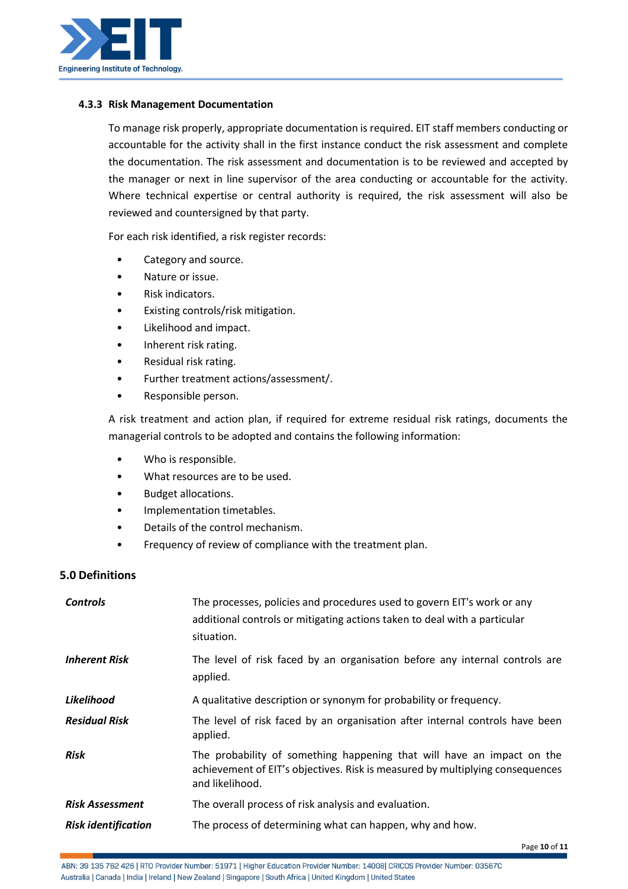### 4.3.3 Risk Management Documentation

To manage risk properly, appropriate documentation is required. EIT staff members conducting or accountable for the activity shall in the first instance conduct the risk assessment and complete the documentation. The risk assessment and documentation is to be reviewed and accepted by the manager or next in line supervisor of the area conducting or accountable for the activity. Where technical expertise or central authority is required, the risk assessment will also be reviewed and countersigned by that party.

For each risk identified, a risk register records:

- Category and source.
- Nature or issue.
- Risk indicators.
- Existing controls/risk mitigation.
- Likelihood and impact.
- Inherent risk rating.
- Residual risk rating.
- Further treatment actions/assessment/.
- Responsible person.

A risk treatment and action plan, if required for extreme residual risk ratings, documents the managerial controls to be adopted and contains the following information:

- Who is responsible.
- What resources are to be used.
- Budget allocations.
- Implementation timetables.
- Details of the control mechanism.
- Frequency of review of compliance with the treatment plan.

## 5.0 Definitions

| | |
|---|---|
| ***Controls*** | The processes, policies and procedures used to govern EIT's work or any additional controls or mitigating actions taken to deal with a particular situation. |
| ***Inherent Risk*** | The level of risk faced by an organisation before any internal controls are applied. |
| ***Likelihood*** | A qualitative description or synonym for probability or frequency. |
| ***Residual Risk*** | The level of risk faced by an organisation after internal controls have been applied. |
| ***Risk*** | The probability of something happening that will have an impact on the achievement of EIT's objectives. Risk is measured by multiplying consequences and likelihood. |
| ***Risk Assessment*** | The overall process of risk analysis and evaluation. |
| ***Risk identification*** | The process of determining what can happen, why and how. |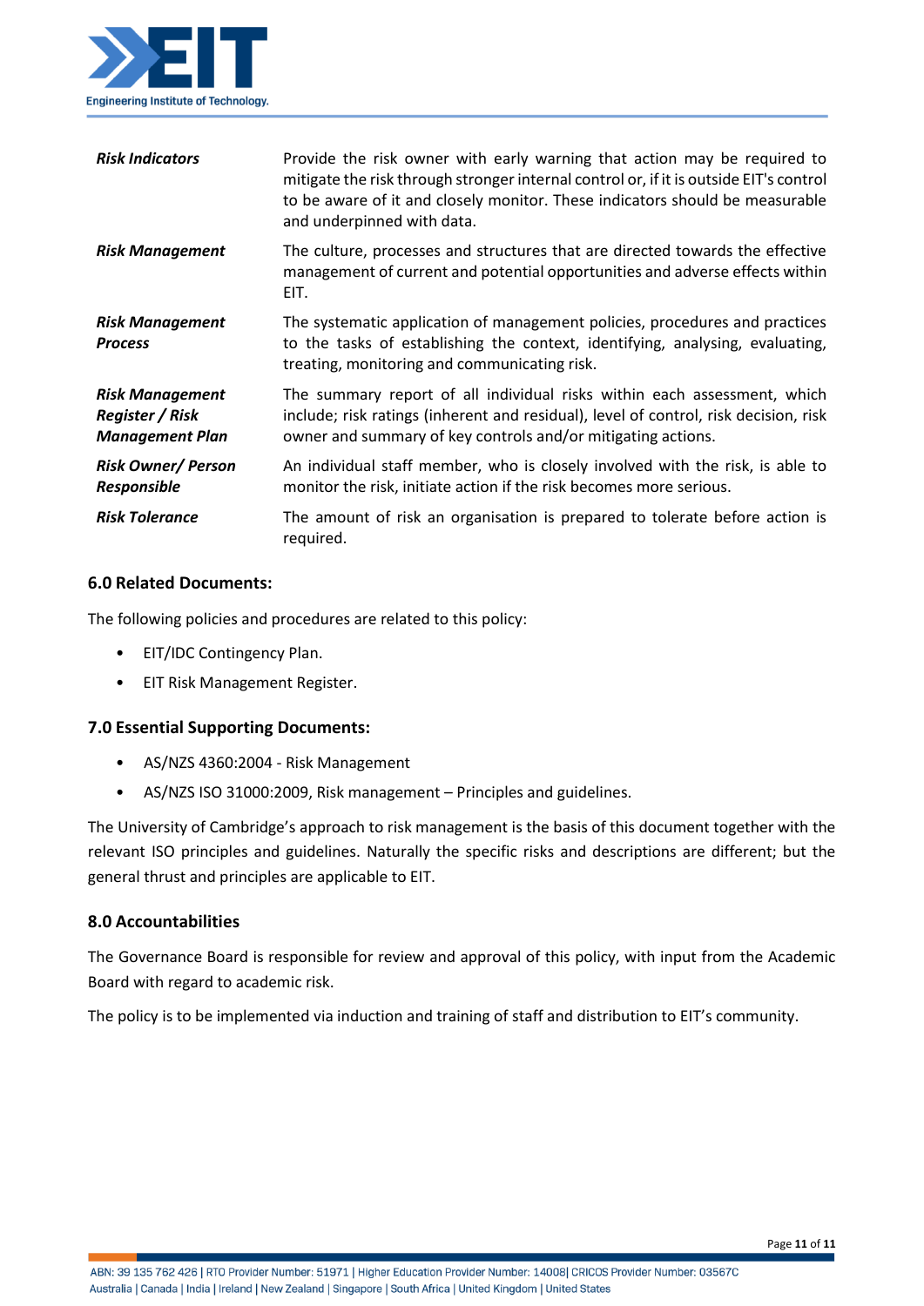| | |
|---|---|
| ***Risk Indicators*** | Provide the risk owner with early warning that action may be required to mitigate the risk through stronger internal control or, if it is outside EIT's control to be aware of it and closely monitor. These indicators should be measurable and underpinned with data. |
| ***Risk Management*** | The culture, processes and structures that are directed towards the effective management of current and potential opportunities and adverse effects within EIT. |
| ***Risk Management Process*** | The systematic application of management policies, procedures and practices to the tasks of establishing the context, identifying, analysing, evaluating, treating, monitoring and communicating risk. |
| ***Risk Management Register / Risk Management Plan*** | The summary report of all individual risks within each assessment, which include; risk ratings (inherent and residual), level of control, risk decision, risk owner and summary of key controls and/or mitigating actions. |
| ***Risk Owner/ Person Responsible*** | An individual staff member, who is closely involved with the risk, is able to monitor the risk, initiate action if the risk becomes more serious. |
| ***Risk Tolerance*** | The amount of risk an organisation is prepared to tolerate before action is required. |

### 6.0 Related Documents:

The following policies and procedures are related to this policy:

- EIT/IDC Contingency Plan.
- EIT Risk Management Register.

### 7.0 Essential Supporting Documents:

- AS/NZS 4360:2004 - Risk Management
- AS/NZS ISO 31000:2009, Risk management – Principles and guidelines.

The University of Cambridge's approach to risk management is the basis of this document together with the relevant ISO principles and guidelines. Naturally the specific risks and descriptions are different; but the general thrust and principles are applicable to EIT.

### 8.0 Accountabilities

The Governance Board is responsible for review and approval of this policy, with input from the Academic Board with regard to academic risk.

The policy is to be implemented via induction and training of staff and distribution to EIT's community.